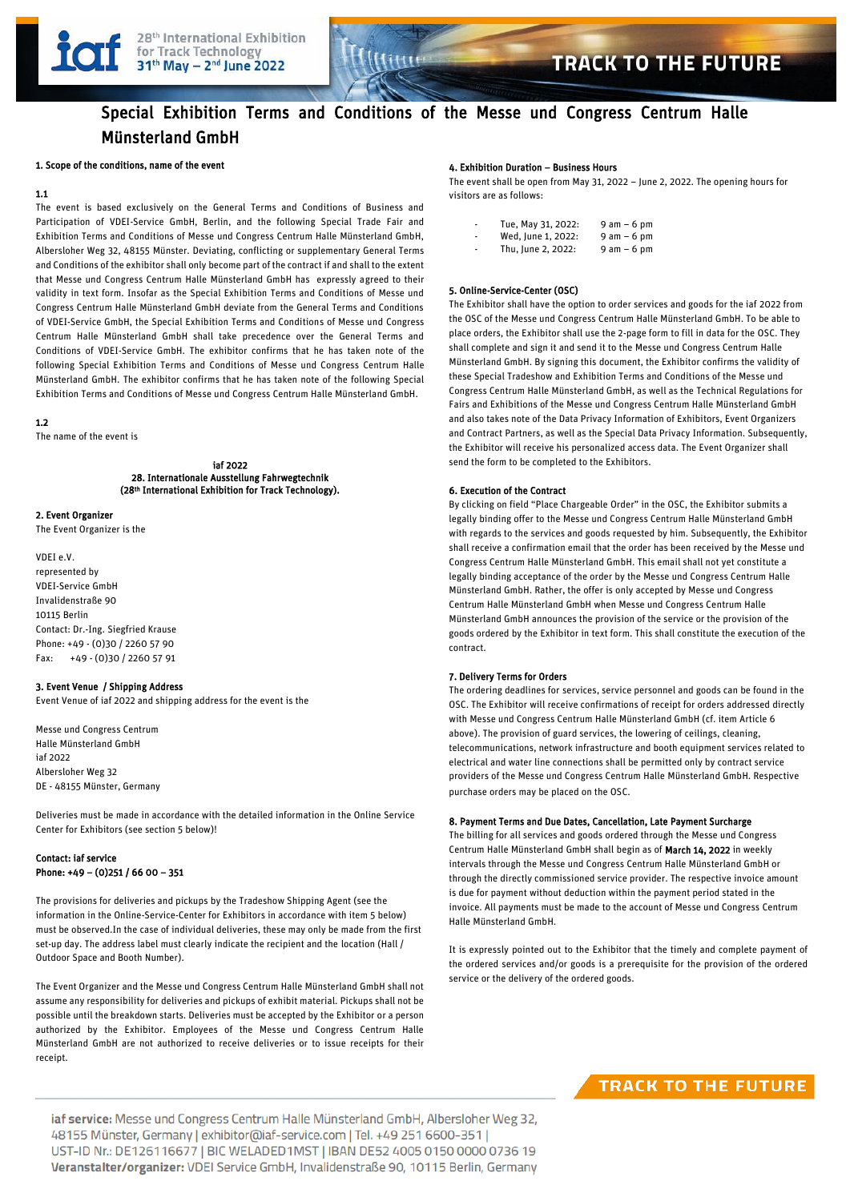# Special Exhibition Terms and Conditions of the Messe und Congress Centrum Halle Münsterland GmbH

## 1. Scope of the conditions, name of the event

### 1.1

The event is based exclusively on the General Terms and Conditions of Business and Participation of VDEI-Service GmbH, Berlin, and the following Special Trade Fair and Exhibition Terms and Conditions of Messe und Congress Centrum Halle Münsterland GmbH, Albersloher Weg 32, 48155 Münster. Deviating, conflicting or supplementary General Terms and Conditions of the exhibitor shall only become part of the contract if and shall to the extent that Messe und Congress Centrum Halle Münsterland GmbH has expressly agreed to their validity in text form. Insofar as the Special Exhibition Terms and Conditions of Messe und Congress Centrum Halle Münsterland GmbH deviate from the General Terms and Conditions of VDEI-Service GmbH, the Special Exhibition Terms and Conditions of Messe und Congress Centrum Halle Münsterland GmbH shall take precedence over the General Terms and Conditions of VDEI-Service GmbH. The exhibitor confirms that he has taken note of the following Special Exhibition Terms and Conditions of Messe und Congress Centrum Halle Münsterland GmbH. The exhibitor confirms that he has taken note of the following Special Exhibition Terms and Conditions of Messe und Congress Centrum Halle Münsterland GmbH.

### 1.2

The name of the event is

**iaf 2022**
**28. Internationale Ausstellung Fahrwegtechnik**
**(28th International Exhibition for Track Technology).**

## 2. Event Organizer

The Event Organizer is the

VDEI e.V.
represented by
VDEI-Service GmbH
Invalidenstraße 90
10115 Berlin
Contact: Dr.-Ing. Siegfried Krause
Phone: +49 - (0)30 / 2260 57 90
Fax: +49 - (0)30 / 2260 57 91

## 3. Event Venue / Shipping Address

Event Venue of iaf 2022 and shipping address for the event is the

Messe und Congress Centrum
Halle Münsterland GmbH
iaf 2022
Albersloher Weg 32
DE - 48155 Münster, Germany

Deliveries must be made in accordance with the detailed information in the Online Service Center for Exhibitors (see section 5 below)!

**Contact: iaf service**
**Phone: +49 – (0)251 / 66 00 – 351**

The provisions for deliveries and pickups by the Tradeshow Shipping Agent (see the information in the Online-Service-Center for Exhibitors in accordance with item 5 below) must be observed.In the case of individual deliveries, these may only be made from the first set-up day. The address label must clearly indicate the recipient and the location (Hall / Outdoor Space and Booth Number).

The Event Organizer and the Messe und Congress Centrum Halle Münsterland GmbH shall not assume any responsibility for deliveries and pickups of exhibit material. Pickups shall not be possible until the breakdown starts. Deliveries must be accepted by the Exhibitor or a person authorized by the Exhibitor. Employees of the Messe und Congress Centrum Halle Münsterland GmbH are not authorized to receive deliveries or to issue receipts for their receipt.

## 4. Exhibition Duration – Business Hours

The event shall be open from May 31, 2022 – June 2, 2022. The opening hours for visitors are as follows:

- Tue, May 31, 2022: 9 am – 6 pm
- Wed, June 1, 2022: 9 am – 6 pm
- Thu, June 2, 2022: 9 am – 6 pm

## 5. Online-Service-Center (OSC)

The Exhibitor shall have the option to order services and goods for the iaf 2022 from the OSC of the Messe und Congress Centrum Halle Münsterland GmbH. To be able to place orders, the Exhibitor shall use the 2-page form to fill in data for the OSC. They shall complete and sign it and send it to the Messe und Congress Centrum Halle Münsterland GmbH. By signing this document, the Exhibitor confirms the validity of these Special Tradeshow and Exhibition Terms and Conditions of the Messe und Congress Centrum Halle Münsterland GmbH, as well as the Technical Regulations for Fairs and Exhibitions of the Messe und Congress Centrum Halle Münsterland GmbH and also takes note of the Data Privacy Information of Exhibitors, Event Organizers and Contract Partners, as well as the Special Data Privacy Information. Subsequently, the Exhibitor will receive his personalized access data. The Event Organizer shall send the form to be completed to the Exhibitors.

## 6. Execution of the Contract

By clicking on field "Place Chargeable Order" in the OSC, the Exhibitor submits a legally binding offer to the Messe und Congress Centrum Halle Münsterland GmbH with regards to the services and goods requested by him. Subsequently, the Exhibitor shall receive a confirmation email that the order has been received by the Messe und Congress Centrum Halle Münsterland GmbH. This email shall not yet constitute a legally binding acceptance of the order by the Messe und Congress Centrum Halle Münsterland GmbH. Rather, the offer is only accepted by Messe und Congress Centrum Halle Münsterland GmbH when Messe und Congress Centrum Halle Münsterland GmbH announces the provision of the service or the provision of the goods ordered by the Exhibitor in text form. This shall constitute the execution of the contract.

## 7. Delivery Terms for Orders

The ordering deadlines for services, service personnel and goods can be found in the OSC. The Exhibitor will receive confirmations of receipt for orders addressed directly with Messe und Congress Centrum Halle Münsterland GmbH (cf. item Article 6 above). The provision of guard services, the lowering of ceilings, cleaning, telecommunications, network infrastructure and booth equipment services related to electrical and water line connections shall be permitted only by contract service providers of the Messe und Congress Centrum Halle Münsterland GmbH. Respective purchase orders may be placed on the OSC.

## 8. Payment Terms and Due Dates, Cancellation, Late Payment Surcharge

The billing for all services and goods ordered through the Messe und Congress Centrum Halle Münsterland GmbH shall begin as of **March 14, 2022** in weekly intervals through the Messe und Congress Centrum Halle Münsterland GmbH or through the directly commissioned service provider. The respective invoice amount is due for payment without deduction within the payment period stated in the invoice. All payments must be made to the account of Messe und Congress Centrum Halle Münsterland GmbH.

It is expressly pointed out to the Exhibitor that the timely and complete payment of the ordered services and/or goods is a prerequisite for the provision of the ordered service or the delivery of the ordered goods.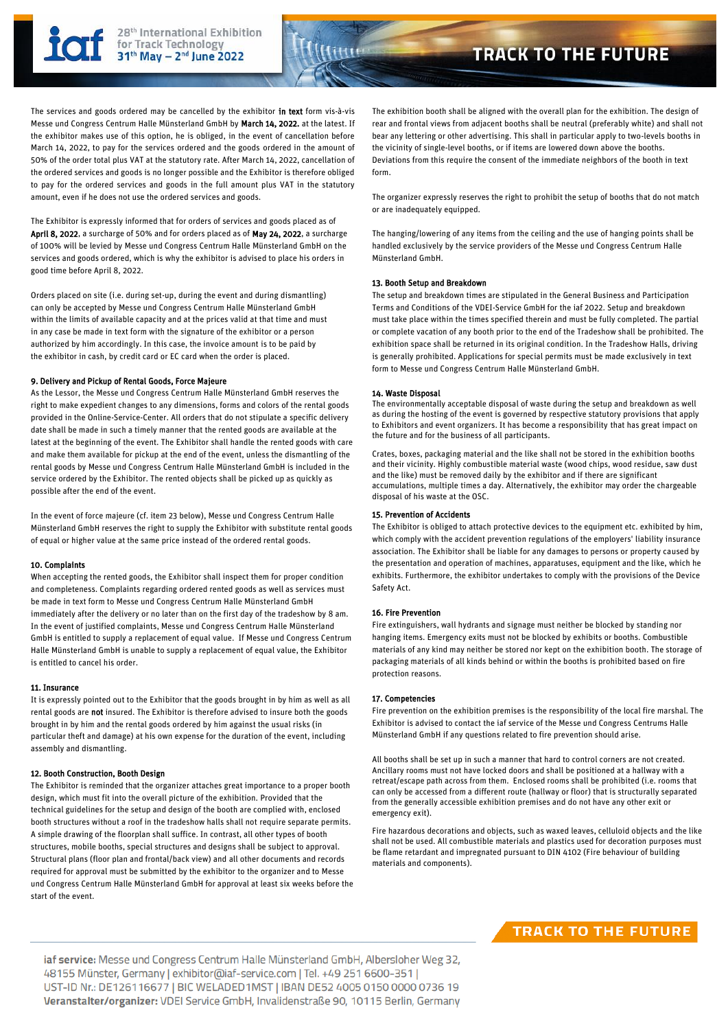The services and goods ordered may be cancelled by the exhibitor **in text** form vis-à-vis Messe und Congress Centrum Halle Münsterland GmbH by **March 14, 2022**, at the latest. If the exhibitor makes use of this option, he is obliged, in the event of cancellation before March 14, 2022, to pay for the services ordered and the goods ordered in the amount of 50% of the order total plus VAT at the statutory rate. After March 14, 2022, cancellation of the ordered services and goods is no longer possible and the Exhibitor is therefore obliged to pay for the ordered services and goods in the full amount plus VAT in the statutory amount, even if he does not use the ordered services and goods.

The Exhibitor is expressly informed that for orders of services and goods placed as of **April 8, 2022**, a surcharge of 50% and for orders placed as of **May 24, 2022**, a surcharge of 100% will be levied by Messe und Congress Centrum Halle Münsterland GmbH on the services and goods ordered, which is why the exhibitor is advised to place his orders in good time before April 8, 2022.

Orders placed on site (i.e. during set-up, during the event and during dismantling) can only be accepted by Messe und Congress Centrum Halle Münsterland GmbH within the limits of available capacity and at the prices valid at that time and must in any case be made in text form with the signature of the exhibitor or a person authorized by him accordingly. In this case, the invoice amount is to be paid by the exhibitor in cash, by credit card or EC card when the order is placed.

### 9. Delivery and Pickup of Rental Goods, Force Majeure

As the Lessor, the Messe und Congress Centrum Halle Münsterland GmbH reserves the right to make expedient changes to any dimensions, forms and colors of the rental goods provided in the Online-Service-Center. All orders that do not stipulate a specific delivery date shall be made in such a timely manner that the rented goods are available at the latest at the beginning of the event. The Exhibitor shall handle the rented goods with care and make them available for pickup at the end of the event, unless the dismantling of the rental goods by Messe und Congress Centrum Halle Münsterland GmbH is included in the service ordered by the Exhibitor. The rented objects shall be picked up as quickly as possible after the end of the event.

In the event of force majeure (cf. item 23 below), Messe und Congress Centrum Halle Münsterland GmbH reserves the right to supply the Exhibitor with substitute rental goods of equal or higher value at the same price instead of the ordered rental goods.

### 10. Complaints

When accepting the rented goods, the Exhibitor shall inspect them for proper condition and completeness. Complaints regarding ordered rented goods as well as services must be made in text form to Messe und Congress Centrum Halle Münsterland GmbH immediately after the delivery or no later than on the first day of the tradeshow by 8 am. In the event of justified complaints, Messe und Congress Centrum Halle Münsterland GmbH is entitled to supply a replacement of equal value. If Messe und Congress Centrum Halle Münsterland GmbH is unable to supply a replacement of equal value, the Exhibitor is entitled to cancel his order.

### 11. Insurance

It is expressly pointed out to the Exhibitor that the goods brought in by him as well as all rental goods are **not** insured. The Exhibitor is therefore advised to insure both the goods brought in by him and the rental goods ordered by him against the usual risks (in particular theft and damage) at his own expense for the duration of the event, including assembly and dismantling.

### 12. Booth Construction, Booth Design

The Exhibitor is reminded that the organizer attaches great importance to a proper booth design, which must fit into the overall picture of the exhibition. Provided that the technical guidelines for the setup and design of the booth are complied with, enclosed booth structures without a roof in the tradeshow halls shall not require separate permits. A simple drawing of the floorplan shall suffice. In contrast, all other types of booth structures, mobile booths, special structures and designs shall be subject to approval. Structural plans (floor plan and frontal/back view) and all other documents and records required for approval must be submitted by the exhibitor to the organizer and to Messe und Congress Centrum Halle Münsterland GmbH for approval at least six weeks before the start of the event.

The exhibition booth shall be aligned with the overall plan for the exhibition. The design of rear and frontal views from adjacent booths shall be neutral (preferably white) and shall not bear any lettering or other advertising. This shall in particular apply to two-levels booths in the vicinity of single-level booths, or if items are lowered down above the booths. Deviations from this require the consent of the immediate neighbors of the booth in text form.

The organizer expressly reserves the right to prohibit the setup of booths that do not match or are inadequately equipped.

The hanging/lowering of any items from the ceiling and the use of hanging points shall be handled exclusively by the service providers of the Messe und Congress Centrum Halle Münsterland GmbH.

### 13. Booth Setup and Breakdown

The setup and breakdown times are stipulated in the General Business and Participation Terms and Conditions of the VDEI-Service GmbH for the iaf 2022. Setup and breakdown must take place within the times specified therein and must be fully completed. The partial or complete vacation of any booth prior to the end of the Tradeshow shall be prohibited. The exhibition space shall be returned in its original condition. In the Tradeshow Halls, driving is generally prohibited. Applications for special permits must be made exclusively in text form to Messe und Congress Centrum Halle Münsterland GmbH.

### 14. Waste Disposal

The environmentally acceptable disposal of waste during the setup and breakdown as well as during the hosting of the event is governed by respective statutory provisions that apply to Exhibitors and event organizers. It has become a responsibility that has great impact on the future and for the business of all participants.

Crates, boxes, packaging material and the like shall not be stored in the exhibition booths and their vicinity. Highly combustible material waste (wood chips, wood residue, saw dust and the like) must be removed daily by the exhibitor and if there are significant accumulations, multiple times a day. Alternatively, the exhibitor may order the chargeable disposal of his waste at the OSC.

### 15. Prevention of Accidents

The Exhibitor is obliged to attach protective devices to the equipment etc. exhibited by him, which comply with the accident prevention regulations of the employers' liability insurance association. The Exhibitor shall be liable for any damages to persons or property caused by the presentation and operation of machines, apparatuses, equipment and the like, which he exhibits. Furthermore, the exhibitor undertakes to comply with the provisions of the Device Safety Act.

### 16. Fire Prevention

Fire extinguishers, wall hydrants and signage must neither be blocked by standing nor hanging items. Emergency exits must not be blocked by exhibits or booths. Combustible materials of any kind may neither be stored nor kept on the exhibition booth. The storage of packaging materials of all kinds behind or within the booths is prohibited based on fire protection reasons.

### 17. Competencies

Fire prevention on the exhibition premises is the responsibility of the local fire marshal. The Exhibitor is advised to contact the iaf service of the Messe und Congress Centrums Halle Münsterland GmbH if any questions related to fire prevention should arise.

All booths shall be set up in such a manner that hard to control corners are not created. Ancillary rooms must not have locked doors and shall be positioned at a hallway with a retreat/escape path across from them. Enclosed rooms shall be prohibited (i.e. rooms that can only be accessed from a different route (hallway or floor) that is structurally separated from the generally accessible exhibition premises and do not have any other exit or emergency exit).

Fire hazardous decorations and objects, such as waxed leaves, celluloid objects and the like shall not be used. All combustible materials and plastics used for decoration purposes must be flame retardant and impregnated pursuant to DIN 4102 (Fire behaviour of building materials and components).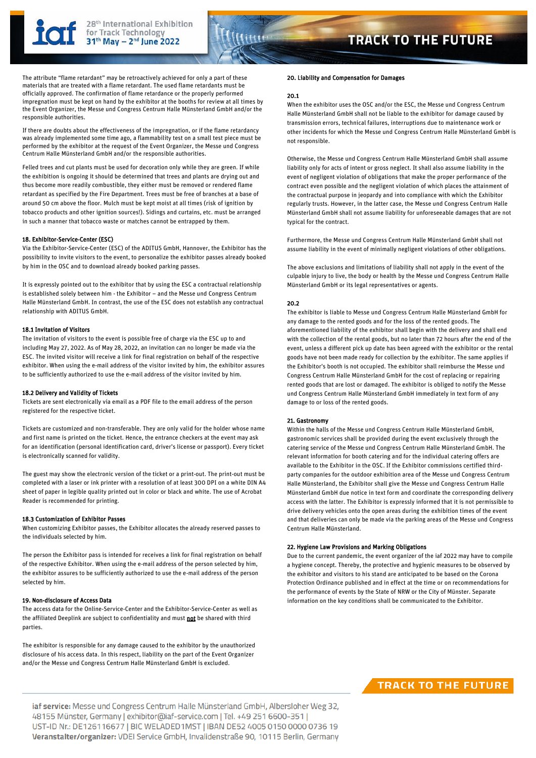The attribute "flame retardant" may be retroactively achieved for only a part of these materials that are treated with a flame retardant. The used flame retardants must be officially approved. The confirmation of flame retardance or the properly performed impregnation must be kept on hand by the exhibitor at the booths for review at all times by the Event Organizer, the Messe und Congress Centrum Halle Münsterland GmbH and/or the responsible authorities.

If there are doubts about the effectiveness of the impregnation, or if the flame retardancy was already implemented some time ago, a flammability test on a small test piece must be performed by the exhibitor at the request of the Event Organizer, the Messe und Congress Centrum Halle Münsterland GmbH and/or the responsible authorities.

Felled trees and cut plants must be used for decoration only while they are green. If while the exhibition is ongoing it should be determined that trees and plants are drying out and thus become more readily combustible, they either must be removed or rendered flame retardant as specified by the Fire Department. Trees must be free of branches at a base of around 50 cm above the floor. Mulch must be kept moist at all times (risk of ignition by tobacco products and other ignition sources!). Sidings and curtains, etc. must be arranged in such a manner that tobacco waste or matches cannot be entrapped by them.

## 18. Exhibitor-Service-Center (ESC)

Via the Exhibitor-Service-Center (ESC) of the ADITUS GmbH, Hannover, the Exhibitor has the possibility to invite visitors to the event, to personalize the exhibitor passes already booked by him in the OSC and to download already booked parking passes.

It is expressly pointed out to the exhibitor that by using the ESC a contractual relationship is established solely between him - the Exhibitor – and the Messe und Congress Centrum Halle Münsterland GmbH. In contrast, the use of the ESC does not establish any contractual relationship with ADITUS GmbH.

### 18.1 Invitation of Visitors

The invitation of visitors to the event is possible free of charge via the ESC up to and including May 27, 2022. As of May 28, 2022, an invitation can no longer be made via the ESC. The invited visitor will receive a link for final registration on behalf of the respective exhibitor. When using the e-mail address of the visitor invited by him, the exhibitor assures to be sufficiently authorized to use the e-mail address of the visitor invited by him.

### 18.2 Delivery and Validity of Tickets

Tickets are sent electronically via email as a PDF file to the email address of the person registered for the respective ticket.

Tickets are customized and non-transferable. They are only valid for the holder whose name and first name is printed on the ticket. Hence, the entrance checkers at the event may ask for an identification (personal identification card, driver's license or passport). Every ticket is electronically scanned for validity.

The guest may show the electronic version of the ticket or a print-out. The print-out must be completed with a laser or ink printer with a resolution of at least 300 DPI on a white DIN A4 sheet of paper in legible quality printed out in color or black and white. The use of Acrobat Reader is recommended for printing.

### 18.3 Customization of Exhibitor Passes

When customizing Exhibitor passes, the Exhibitor allocates the already reserved passes to the individuals selected by him.

The person the Exhibitor pass is intended for receives a link for final registration on behalf of the respective Exhibitor. When using the e-mail address of the person selected by him, the exhibitor assures to be sufficiently authorized to use the e-mail address of the person selected by him.

## 19. Non-disclosure of Access Data

The access data for the Online-Service-Center and the Exhibitor-Service-Center as well as the affiliated Deeplink are subject to confidentiality and must <u>not</u> be shared with third parties.

The exhibitor is responsible for any damage caused to the exhibitor by the unauthorized disclosure of his access data. In this respect, liability on the part of the Event Organizer and/or the Messe und Congress Centrum Halle Münsterland GmbH is excluded.

## 20. Liability and Compensation for Damages

### 20.1

When the exhibitor uses the OSC and/or the ESC, the Messe und Congress Centrum Halle Münsterland GmbH shall not be liable to the exhibitor for damage caused by transmission errors, technical failures, interruptions due to maintenance work or other incidents for which the Messe und Congress Centrum Halle Münsterland GmbH is not responsible.

Otherwise, the Messe und Congress Centrum Halle Münsterland GmbH shall assume liability only for acts of intent or gross neglect. It shall also assume liability in the event of negligent violation of obligations that make the proper performance of the contract even possible and the negligent violation of which places the attainment of the contractual purpose in jeopardy and into compliance with which the Exhibitor regularly trusts. However, in the latter case, the Messe und Congress Centrum Halle Münsterland GmbH shall not assume liability for unforeseeable damages that are not typical for the contract.

Furthermore, the Messe und Congress Centrum Halle Münsterland GmbH shall not assume liability in the event of minimally negligent violations of other obligations.

The above exclusions and limitations of liability shall not apply in the event of the culpable injury to live, the body or health by the Messe und Congress Centrum Halle Münsterland GmbH or its legal representatives or agents.

### 20.2

The exhibitor is liable to Messe und Congress Centrum Halle Münsterland GmbH for any damage to the rented goods and for the loss of the rented goods. The aforementioned liability of the exhibitor shall begin with the delivery and shall end with the collection of the rental goods, but no later than 72 hours after the end of the event, unless a different pick up date has been agreed with the exhibitor or the rental goods have not been made ready for collection by the exhibitor. The same applies if the Exhibitor's booth is not occupied. The exhibitor shall reimburse the Messe und Congress Centrum Halle Münsterland GmbH for the cost of replacing or repairing rented goods that are lost or damaged. The exhibitor is obliged to notify the Messe und Congress Centrum Halle Münsterland GmbH immediately in text form of any damage to or loss of the rented goods.

## 21. Gastronomy

Within the halls of the Messe und Congress Centrum Halle Münsterland GmbH, gastronomic services shall be provided during the event exclusively through the catering service of the Messe und Congress Centrum Halle Münsterland GmbH. The relevant information for booth catering and for the individual catering offers are available to the Exhibitor in the OSC. If the Exhibitor commissions certified third-party companies for the outdoor exhibition area of the Messe und Congress Centrum Halle Münsterland, the Exhibitor shall give the Messe und Congress Centrum Halle Münsterland GmbH due notice in text form and coordinate the corresponding delivery access with the latter. The Exhibitor is expressly informed that it is not permissible to drive delivery vehicles onto the open areas during the exhibition times of the event and that deliveries can only be made via the parking areas of the Messe und Congress Centrum Halle Münsterland.

## 22. Hygiene Law Provisions and Marking Obligations

Due to the current pandemic, the event organizer of the iaf 2022 may have to compile a hygiene concept. Thereby, the protective and hygienic measures to be observed by the exhibitor and visitors to his stand are anticipated to be based on the Corona Protection Ordinance published and in effect at the time or on recommendations for the performance of events by the State of NRW or the City of Münster. Separate information on the key conditions shall be communicated to the Exhibitor.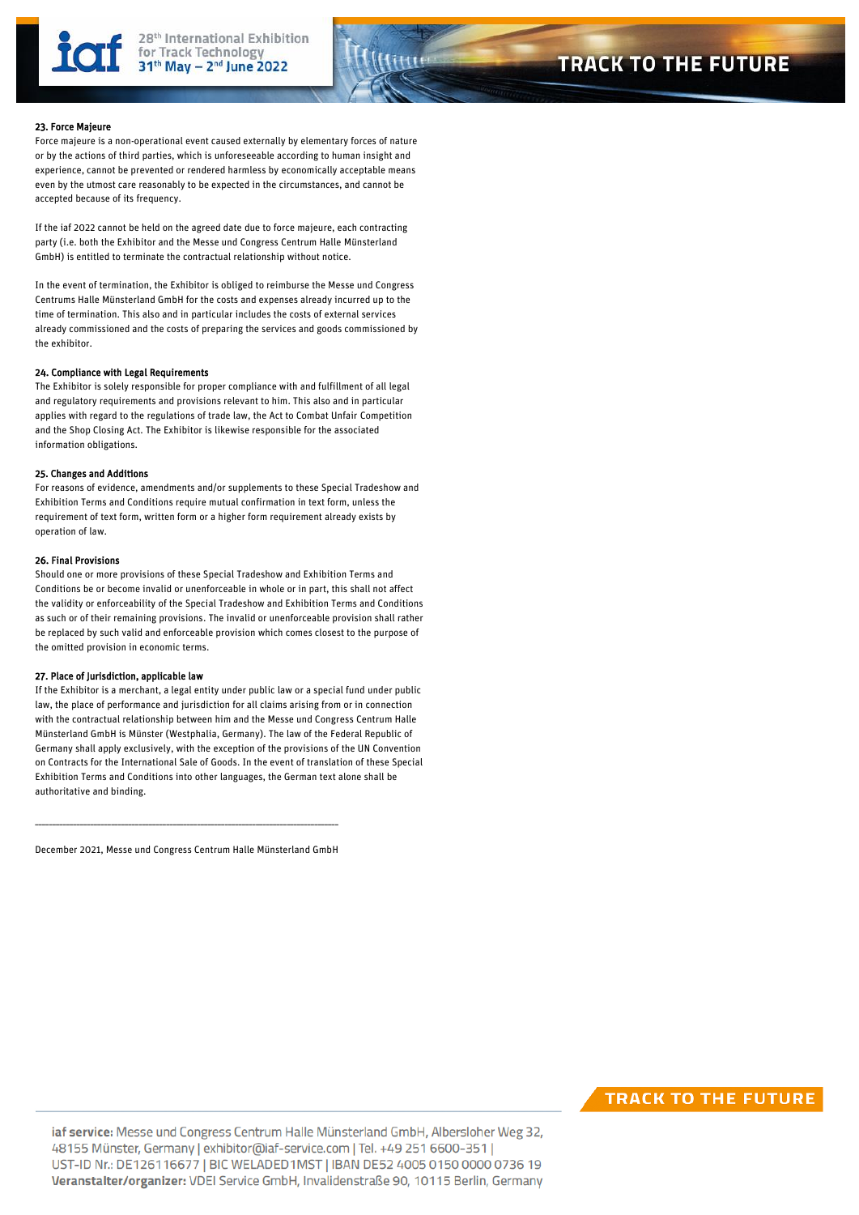### 23. Force Majeure

Force majeure is a non-operational event caused externally by elementary forces of nature or by the actions of third parties, which is unforeseeable according to human insight and experience, cannot be prevented or rendered harmless by economically acceptable means even by the utmost care reasonably to be expected in the circumstances, and cannot be accepted because of its frequency.

If the iaf 2022 cannot be held on the agreed date due to force majeure, each contracting party (i.e. both the Exhibitor and the Messe und Congress Centrum Halle Münsterland GmbH) is entitled to terminate the contractual relationship without notice.

In the event of termination, the Exhibitor is obliged to reimburse the Messe und Congress Centrums Halle Münsterland GmbH for the costs and expenses already incurred up to the time of termination. This also and in particular includes the costs of external services already commissioned and the costs of preparing the services and goods commissioned by the exhibitor.

### 24. Compliance with Legal Requirements

The Exhibitor is solely responsible for proper compliance with and fulfillment of all legal and regulatory requirements and provisions relevant to him. This also and in particular applies with regard to the regulations of trade law, the Act to Combat Unfair Competition and the Shop Closing Act. The Exhibitor is likewise responsible for the associated information obligations.

### 25. Changes and Additions

For reasons of evidence, amendments and/or supplements to these Special Tradeshow and Exhibition Terms and Conditions require mutual confirmation in text form, unless the requirement of text form, written form or a higher form requirement already exists by operation of law.

### 26. Final Provisions

Should one or more provisions of these Special Tradeshow and Exhibition Terms and Conditions be or become invalid or unenforceable in whole or in part, this shall not affect the validity or enforceability of the Special Tradeshow and Exhibition Terms and Conditions as such or of their remaining provisions. The invalid or unenforceable provision shall rather be replaced by such valid and enforceable provision which comes closest to the purpose of the omitted provision in economic terms.

### 27. Place of Jurisdiction, applicable law

If the Exhibitor is a merchant, a legal entity under public law or a special fund under public law, the place of performance and jurisdiction for all claims arising from or in connection with the contractual relationship between him and the Messe und Congress Centrum Halle Münsterland GmbH is Münster (Westphalia, Germany). The law of the Federal Republic of Germany shall apply exclusively, with the exception of the provisions of the UN Convention on Contracts for the International Sale of Goods. In the event of translation of these Special Exhibition Terms and Conditions into other languages, the German text alone shall be authoritative and binding.

---

December 2021, Messe und Congress Centrum Halle Münsterland GmbH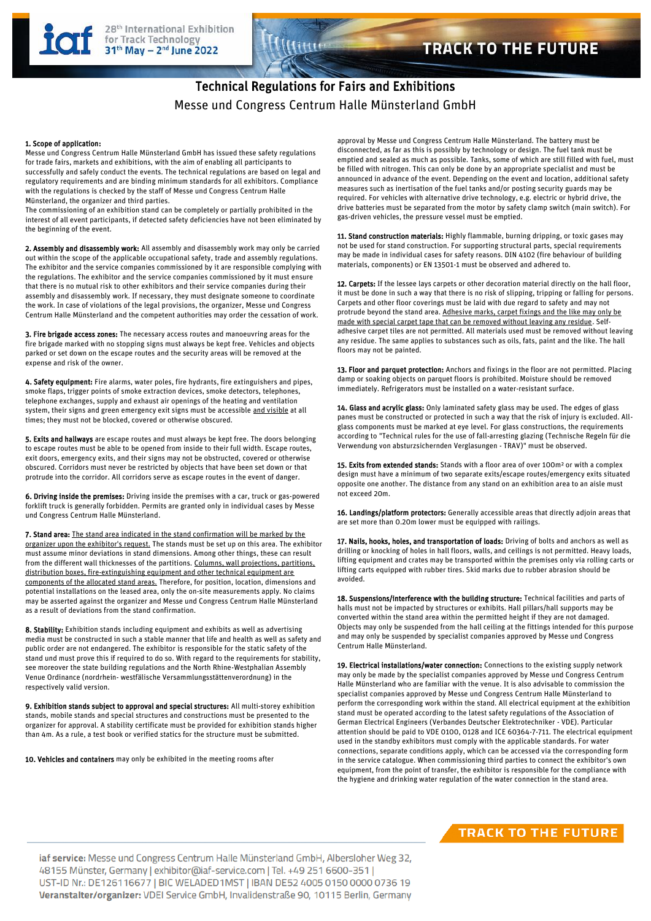# Technical Regulations for Fairs and Exhibitions

Messe und Congress Centrum Halle Münsterland GmbH

**1. Scope of application:**
Messe und Congress Centrum Halle Münsterland GmbH has issued these safety regulations for trade fairs, markets and exhibitions, with the aim of enabling all participants to successfully and safely conduct the events. The technical regulations are based on legal and regulatory requirements and are binding minimum standards for all exhibitors. Compliance with the regulations is checked by the staff of Messe und Congress Centrum Halle Münsterland, the organizer and third parties.
The commissioning of an exhibition stand can be completely or partially prohibited in the interest of all event participants, if detected safety deficiencies have not been eliminated by the beginning of the event.

**2. Assembly and disassembly work:** All assembly and disassembly work may only be carried out within the scope of the applicable occupational safety, trade and assembly regulations. The exhibitor and the service companies commissioned by it are responsible complying with the regulations. The exhibitor and the service companies commissioned by it must ensure that there is no mutual risk to other exhibitors and their service companies during their assembly and disassembly work. If necessary, they must designate someone to coordinate the work. In case of violations of the legal provisions, the organizer, Messe und Congress Centrum Halle Münsterland and the competent authorities may order the cessation of work.

**3. Fire brigade access zones:** The necessary access routes and manoeuvring areas for the fire brigade marked with no stopping signs must always be kept free. Vehicles and objects parked or set down on the escape routes and the security areas will be removed at the expense and risk of the owner.

**4. Safety equipment:** Fire alarms, water poles, fire hydrants, fire extinguishers and pipes, smoke flaps, trigger points of smoke extraction devices, smoke detectors, telephones, telephone exchanges, supply and exhaust air openings of the heating and ventilation system, their signs and green emergency exit signs must be accessible and visible at all times; they must not be blocked, covered or otherwise obscured.

**5. Exits and hallways** are escape routes and must always be kept free. The doors belonging to escape routes must be able to be opened from inside to their full width. Escape routes, exit doors, emergency exits, and their signs may not be obstructed, covered or otherwise obscured. Corridors must never be restricted by objects that have been set down or that protrude into the corridor. All corridors serve as escape routes in the event of danger.

**6. Driving inside the premises:** Driving inside the premises with a car, truck or gas-powered forklift truck is generally forbidden. Permits are granted only in individual cases by Messe und Congress Centrum Halle Münsterland.

**7. Stand area:** The stand area indicated in the stand confirmation will be marked by the organizer upon the exhibitor's request. The stands must be set up on this area. The exhibitor must assume minor deviations in stand dimensions. Among other things, these can result from the different wall thicknesses of the partitions. Columns, wall projections, partitions, distribution boxes, fire-extinguishing equipment and other technical equipment are components of the allocated stand areas. Therefore, for position, location, dimensions and potential installations on the leased area, only the on-site measurements apply. No claims may be asserted against the organizer and Messe und Congress Centrum Halle Münsterland as a result of deviations from the stand confirmation.

**8. Stability:** Exhibition stands including equipment and exhibits as well as advertising media must be constructed in such a stable manner that life and health as well as safety and public order are not endangered. The exhibitor is responsible for the static safety of the stand und must prove this if required to do so. With regard to the requirements for stability, see moreover the state building regulations and the North Rhine-Westphalian Assembly Venue Ordinance (nordrhein- westfälische Versammlungsstättenverordnung) in the respectively valid version.

**9. Exhibition stands subject to approval and special structures:** All multi-storey exhibition stands, mobile stands and special structures and constructions must be presented to the organizer for approval. A stability certificate must be provided for exhibition stands higher than 4m. As a rule, a test book or verified statics for the structure must be submitted.

**10. Vehicles and containers** may only be exhibited in the meeting rooms after approval by Messe und Congress Centrum Halle Münsterland. The battery must be disconnected, as far as this is possibly by technology or design. The fuel tank must be emptied and sealed as much as possible. Tanks, some of which are still filled with fuel, must be filled with nitrogen. This can only be done by an appropriate specialist and must be announced in advance of the event. Depending on the event and location, additional safety measures such as inertisation of the fuel tanks and/or posting security guards may be required. For vehicles with alternative drive technology, e.g. electric or hybrid drive, the drive batteries must be separated from the motor by safety clamp switch (main switch). For gas-driven vehicles, the pressure vessel must be emptied.

**11. Stand construction materials:** Highly flammable, burning dripping, or toxic gases may not be used for stand construction. For supporting structural parts, special requirements may be made in individual cases for safety reasons. DIN 4102 (fire behaviour of building materials, components) or EN 13501-1 must be observed and adhered to.

**12. Carpets:** If the lessee lays carpets or other decoration material directly on the hall floor, it must be done in such a way that there is no risk of slipping, tripping or falling for persons. Carpets and other floor coverings must be laid with due regard to safety and may not protrude beyond the stand area. Adhesive marks, carpet fixings and the like may only be made with special carpet tape that can be removed without leaving any residue. Self-adhesive carpet tiles are not permitted. All materials used must be removed without leaving any residue. The same applies to substances such as oils, fats, paint and the like. The hall floors may not be painted.

**13. Floor and parquet protection:** Anchors and fixings in the floor are not permitted. Placing damp or soaking objects on parquet floors is prohibited. Moisture should be removed immediately. Refrigerators must be installed on a water-resistant surface.

**14. Glass and acrylic glass:** Only laminated safety glass may be used. The edges of glass panes must be constructed or protected in such a way that the risk of injury is excluded. All-glass components must be marked at eye level. For glass constructions, the requirements according to "Technical rules for the use of fall-arresting glazing (Technische Regeln für die Verwendung von absturzsichernden Verglasungen - TRAV)" must be observed.

**15. Exits from extended stands:** Stands with a floor area of over 100m² or with a complex design must have a minimum of two separate exits/escape routes/emergency exits situated opposite one another. The distance from any stand on an exhibition area to an aisle must not exceed 20m.

**16. Landings/platform protectors:** Generally accessible areas that directly adjoin areas that are set more than 0.20m lower must be equipped with railings.

**17. Nails, hooks, holes, and transportation of loads:** Driving of bolts and anchors as well as drilling or knocking of holes in hall floors, walls, and ceilings is not permitted. Heavy loads, lifting equipment and crates may be transported within the premises only via rolling carts or lifting carts equipped with rubber tires. Skid marks due to rubber abrasion should be avoided.

**18. Suspensions/interference with the building structure:** Technical facilities and parts of halls must not be impacted by structures or exhibits. Hall pillars/hall supports may be converted within the stand area within the permitted height if they are not damaged. Objects may only be suspended from the hall ceiling at the fittings intended for this purpose and may only be suspended by specialist companies approved by Messe und Congress Centrum Halle Münsterland.

**19. Electrical installations/water connection:** Connections to the existing supply network may only be made by the specialist companies approved by Messe und Congress Centrum Halle Münsterland who are familiar with the venue. It is also advisable to commission the specialist companies approved by Messe und Congress Centrum Halle Münsterland to perform the corresponding work within the stand. All electrical equipment at the exhibition stand must be operated according to the latest safety regulations of the Association of German Electrical Engineers (Verbandes Deutscher Elektrotechniker - VDE). Particular attention should be paid to VDE 0100, 0128 and ICE 60364-7-711. The electrical equipment used in the standby exhibitors must comply with the applicable standards. For water connections, separate conditions apply, which can be accessed via the corresponding form in the service catalogue. When commissioning third parties to connect the exhibitor's own equipment, from the point of transfer, the exhibitor is responsible for the compliance with the hygiene and drinking water regulation of the water connection in the stand area.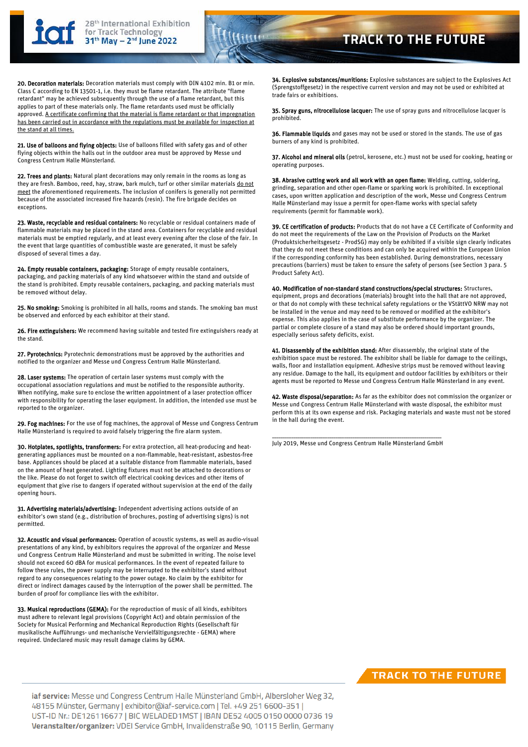**20. Decoration materials:** Decoration materials must comply with DIN 4102 min. B1 or min. Class C according to EN 13501-1, i.e. they must be flame retardant. The attribute "flame retardant" may be achieved subsequently through the use of a flame retardant, but this applies to part of these materials only. The flame retardants used must be officially approved. A certificate confirming that the material is flame retardant or that impregnation has been carried out in accordance with the regulations must be available for inspection at the stand at all times.

**21. Use of balloons and flying objects:** Use of balloons filled with safety gas and of other flying objects within the halls out in the outdoor area must be approved by Messe und Congress Centrum Halle Münsterland.

**22. Trees and plants:** Natural plant decorations may only remain in the rooms as long as they are fresh. Bamboo, reed, hay, straw, bark mulch, turf or other similar materials do not meet the aforementioned requirements. The inclusion of conifers is generally not permitted because of the associated increased fire hazards (resin). The fire brigade decides on exceptions.

**23. Waste, recyclable and residual containers:** No recyclable or residual containers made of flammable materials may be placed in the stand area. Containers for recyclable and residual materials must be emptied regularly, and at least every evening after the close of the fair. In the event that large quantities of combustible waste are generated, it must be safely disposed of several times a day.

**24. Empty reusable containers, packaging:** Storage of empty reusable containers, packaging, and packing materials of any kind whatsoever within the stand and outside of the stand is prohibited. Empty reusable containers, packaging, and packing materials must be removed without delay.

**25. No smoking:** Smoking is prohibited in all halls, rooms and stands. The smoking ban must be observed and enforced by each exhibitor at their stand.

**26. Fire extinguishers:** We recommend having suitable and tested fire extinguishers ready at the stand.

**27. Pyrotechnics:** Pyrotechnic demonstrations must be approved by the authorities and notified to the organizer and Messe und Congress Centrum Halle Münsterland.

**28. Laser systems:** The operation of certain laser systems must comply with the occupational association regulations and must be notified to the responsible authority. When notifying, make sure to enclose the written appointment of a laser protection officer with responsibility for operating the laser equipment. In addition, the intended use must be reported to the organizer.

**29. Fog machines:** For the use of fog machines, the approval of Messe und Congress Centrum Halle Münsterland is required to avoid falsely triggering the fire alarm system.

**30. Hotplates, spotlights, transformers:** For extra protection, all heat-producing and heat-generating appliances must be mounted on a non-flammable, heat-resistant, asbestos-free base. Appliances should be placed at a suitable distance from flammable materials, based on the amount of heat generated. Lighting fixtures must not be attached to decorations or the like. Please do not forget to switch off electrical cooking devices and other items of equipment that give rise to dangers if operated without supervision at the end of the daily opening hours.

**31. Advertising materials/advertising:** Independent advertising actions outside of an exhibitor's own stand (e.g., distribution of brochures, posting of advertising signs) is not permitted.

**32. Acoustic and visual performances:** Operation of acoustic systems, as well as audio-visual presentations of any kind, by exhibitors requires the approval of the organizer and Messe und Congress Centrum Halle Münsterland and must be submitted in writing. The noise level should not exceed 60 dBA for musical performances. In the event of repeated failure to follow these rules, the power supply may be interrupted to the exhibitor's stand without regard to any consequences relating to the power outage. No claim by the exhibitor for direct or indirect damages caused by the interruption of the power shall be permitted. The burden of proof for compliance lies with the exhibitor.

**33. Musical reproductions (GEMA):** For the reproduction of music of all kinds, exhibitors must adhere to relevant legal provisions (Copyright Act) and obtain permission of the Society for Musical Performing and Mechanical Reproduction Rights (Gesellschaft für musikalische Aufführungs- und mechanische Vervielfältigungsrechte - GEMA) where required. Undeclared music may result damage claims by GEMA.

**34. Explosive substances/munitions:** Explosive substances are subject to the Explosives Act (Sprengstoffgesetz) in the respective current version and may not be used or exhibited at trade fairs or exhibitions.

**35. Spray guns, nitrocellulose lacquer:** The use of spray guns and nitrocellulose lacquer is prohibited.

**36. Flammable liquids** and gases may not be used or stored in the stands. The use of gas burners of any kind is prohibited.

**37. Alcohol and mineral oils** (petrol, kerosene, etc.) must not be used for cooking, heating or operating purposes.

**38. Abrasive cutting work and all work with an open flame:** Welding, cutting, soldering, grinding, separation and other open-flame or sparking work is prohibited. In exceptional cases, upon written application and description of the work, Messe und Congress Centrum Halle Münsterland may issue a permit for open-flame works with special safety requirements (permit for flammable work).

**39. CE certification of products:** Products that do not have a CE Certificate of Conformity and do not meet the requirements of the Law on the Provision of Products on the Market (Produktsicherheitsgesetz - ProdSG) may only be exhibited if a visible sign clearly indicates that they do not meet these conditions and can only be acquired within the European Union if the corresponding conformity has been established. During demonstrations, necessary precautions (barriers) must be taken to ensure the safety of persons (see Section 3 para. 5 Product Safety Act).

**40. Modification of non-standard stand constructions/special structures:** Structures, equipment, props and decorations (materials) brought into the hall that are not approved, or that do not comply with these technical safety regulations or the VStättVO NRW may not be installed in the venue and may need to be removed or modified at the exhibitor's expense. This also applies in the case of substitute performance by the organizer. The partial or complete closure of a stand may also be ordered should important grounds, especially serious safety deficits, exist.

**41. Disassembly of the exhibition stand:** After disassembly, the original state of the exhibition space must be restored. The exhibitor shall be liable for damage to the ceilings, walls, floor and installation equipment. Adhesive strips must be removed without leaving any residue. Damage to the hall, its equipment and outdoor facilities by exhibitors or their agents must be reported to Messe und Congress Centrum Halle Münsterland in any event.

**42. Waste disposal/separation:** As far as the exhibitor does not commission the organizer or Messe und Congress Centrum Halle Münsterland with waste disposal, the exhibitor must perform this at its own expense and risk. Packaging materials and waste must not be stored in the hall during the event.

---

July 2019, Messe und Congress Centrum Halle Münsterland GmbH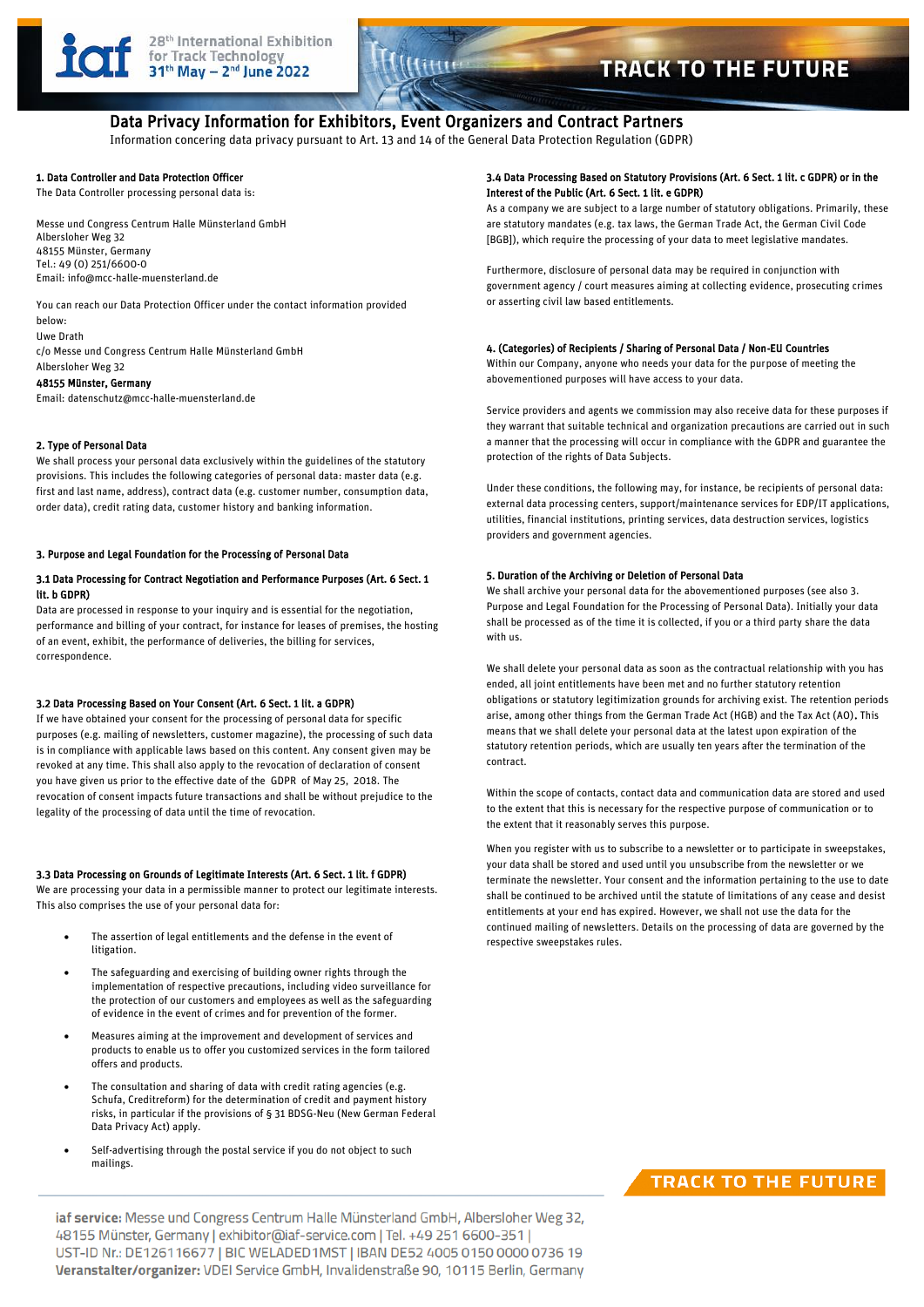# Data Privacy Information for Exhibitors, Event Organizers and Contract Partners

Information concering data privacy pursuant to Art. 13 and 14 of the General Data Protection Regulation (GDPR)

## 1. Data Controller and Data Protection Officer

The Data Controller processing personal data is:

Messe und Congress Centrum Halle Münsterland GmbH
Albersloher Weg 32
48155 Münster, Germany
Tel.: 49 (0) 251/6600-0
Email: info@mcc-halle-muensterland.de

You can reach our Data Protection Officer under the contact information provided below:
Uwe Drath
c/o Messe und Congress Centrum Halle Münsterland GmbH
Albersloher Weg 32
48155 Münster, Germany
Email: datenschutz@mcc-halle-muensterland.de

## 2. Type of Personal Data

We shall process your personal data exclusively within the guidelines of the statutory provisions. This includes the following categories of personal data: master data (e.g. first and last name, address), contract data (e.g. customer number, consumption data, order data), credit rating data, customer history and banking information.

## 3. Purpose and Legal Foundation for the Processing of Personal Data

### 3.1 Data Processing for Contract Negotiation and Performance Purposes (Art. 6 Sect. 1 lit. b GDPR)

Data are processed in response to your inquiry and is essential for the negotiation, performance and billing of your contract, for instance for leases of premises, the hosting of an event, exhibit, the performance of deliveries, the billing for services, correspondence.

### 3.2 Data Processing Based on Your Consent (Art. 6 Sect. 1 lit. a GDPR)

If we have obtained your consent for the processing of personal data for specific purposes (e.g. mailing of newsletters, customer magazine), the processing of such data is in compliance with applicable laws based on this content. Any consent given may be revoked at any time. This shall also apply to the revocation of declaration of consent you have given us prior to the effective date of the GDPR of May 25, 2018. The revocation of consent impacts future transactions and shall be without prejudice to the legality of the processing of data until the time of revocation.

### 3.3 Data Processing on Grounds of Legitimate Interests (Art. 6 Sect. 1 lit. f GDPR)

We are processing your data in a permissible manner to protect our legitimate interests. This also comprises the use of your personal data for:

- The assertion of legal entitlements and the defense in the event of litigation.
- The safeguarding and exercising of building owner rights through the implementation of respective precautions, including video surveillance for the protection of our customers and employees as well as the safeguarding of evidence in the event of crimes and for prevention of the former.
- Measures aiming at the improvement and development of services and products to enable us to offer you customized services in the form tailored offers and products.
- The consultation and sharing of data with credit rating agencies (e.g. Schufa, Creditreform) for the determination of credit and payment history risks, in particular if the provisions of § 31 BDSG-Neu (New German Federal Data Privacy Act) apply.
- Self-advertising through the postal service if you do not object to such mailings.

### 3.4 Data Processing Based on Statutory Provisions (Art. 6 Sect. 1 lit. c GDPR) or in the Interest of the Public (Art. 6 Sect. 1 lit. e GDPR)

As a company we are subject to a large number of statutory obligations. Primarily, these are statutory mandates (e.g. tax laws, the German Trade Act, the German Civil Code [BGB]), which require the processing of your data to meet legislative mandates.

Furthermore, disclosure of personal data may be required in conjunction with government agency / court measures aiming at collecting evidence, prosecuting crimes or asserting civil law based entitlements.

## 4. (Categories) of Recipients / Sharing of Personal Data / Non-EU Countries

Within our Company, anyone who needs your data for the purpose of meeting the abovementioned purposes will have access to your data.

Service providers and agents we commission may also receive data for these purposes if they warrant that suitable technical and organization precautions are carried out in such a manner that the processing will occur in compliance with the GDPR and guarantee the protection of the rights of Data Subjects.

Under these conditions, the following may, for instance, be recipients of personal data: external data processing centers, support/maintenance services for EDP/IT applications, utilities, financial institutions, printing services, data destruction services, logistics providers and government agencies.

## 5. Duration of the Archiving or Deletion of Personal Data

We shall archive your personal data for the abovementioned purposes (see also 3. Purpose and Legal Foundation for the Processing of Personal Data). Initially your data shall be processed as of the time it is collected, if you or a third party share the data with us.

We shall delete your personal data as soon as the contractual relationship with you has ended, all joint entitlements have been met and no further statutory retention obligations or statutory legitimization grounds for archiving exist. The retention periods arise, among other things from the German Trade Act (HGB) and the Tax Act (AO). This means that we shall delete your personal data at the latest upon expiration of the statutory retention periods, which are usually ten years after the termination of the contract.

Within the scope of contacts, contact data and communication data are stored and used to the extent that this is necessary for the respective purpose of communication or to the extent that it reasonably serves this purpose.

When you register with us to subscribe to a newsletter or to participate in sweepstakes, your data shall be stored and used until you unsubscribe from the newsletter or we terminate the newsletter. Your consent and the information pertaining to the use to date shall be continued to be archived until the statute of limitations of any cease and desist entitlements at your end has expired. However, we shall not use the data for the continued mailing of newsletters. Details on the processing of data are governed by the respective sweepstakes rules.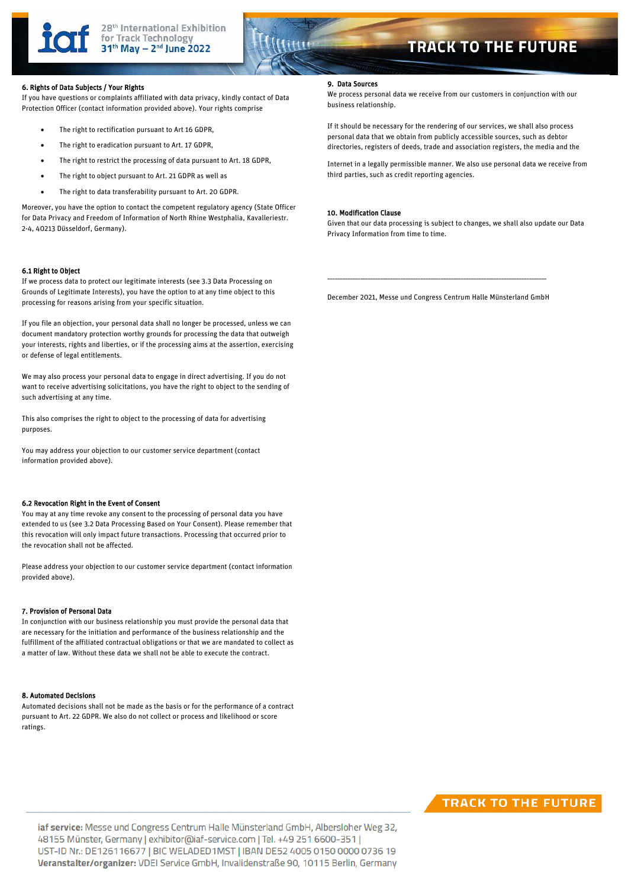## 6. Rights of Data Subjects / Your Rights

If you have questions or complaints affiliated with data privacy, kindly contact of Data Protection Officer (contact information provided above). Your rights comprise

- The right to rectification pursuant to Art 16 GDPR,
- The right to eradication pursuant to Art. 17 GDPR,
- The right to restrict the processing of data pursuant to Art. 18 GDPR,
- The right to object pursuant to Art. 21 GDPR as well as
- The right to data transferability pursuant to Art. 20 GDPR.

Moreover, you have the option to contact the competent regulatory agency (State Officer for Data Privacy and Freedom of Information of North Rhine Westphalia, Kavalleriestr. 2-4, 40213 Düsseldorf, Germany).

### 6.1 Right to Object

If we process data to protect our legitimate interests (see 3.3 Data Processing on Grounds of Legitimate Interests), you have the option to at any time object to this processing for reasons arising from your specific situation.

If you file an objection, your personal data shall no longer be processed, unless we can document mandatory protection worthy grounds for processing the data that outweigh your interests, rights and liberties, or if the processing aims at the assertion, exercising or defense of legal entitlements.

We may also process your personal data to engage in direct advertising. If you do not want to receive advertising solicitations, you have the right to object to the sending of such advertising at any time.

This also comprises the right to object to the processing of data for advertising purposes.

You may address your objection to our customer service department (contact information provided above).

### 6.2 Revocation Right in the Event of Consent

You may at any time revoke any consent to the processing of personal data you have extended to us (see 3.2 Data Processing Based on Your Consent). Please remember that this revocation will only impact future transactions. Processing that occurred prior to the revocation shall not be affected.

Please address your objection to our customer service department (contact information provided above).

## 7. Provision of Personal Data

In conjunction with our business relationship you must provide the personal data that are necessary for the initiation and performance of the business relationship and the fulfillment of the affiliated contractual obligations or that we are mandated to collect as a matter of law. Without these data we shall not be able to execute the contract.

## 8. Automated Decisions

Automated decisions shall not be made as the basis or for the performance of a contract pursuant to Art. 22 GDPR. We also do not collect or process and likelihood or score ratings.

## 9. Data Sources

We process personal data we receive from our customers in conjunction with our business relationship.

If it should be necessary for the rendering of our services, we shall also process personal data that we obtain from publicly accessible sources, such as debtor directories, registers of deeds, trade and association registers, the media and the

Internet in a legally permissible manner. We also use personal data we receive from third parties, such as credit reporting agencies.

## 10. Modification Clause

Given that our data processing is subject to changes, we shall also update our Data Privacy Information from time to time.

---

December 2021, Messe und Congress Centrum Halle Münsterland GmbH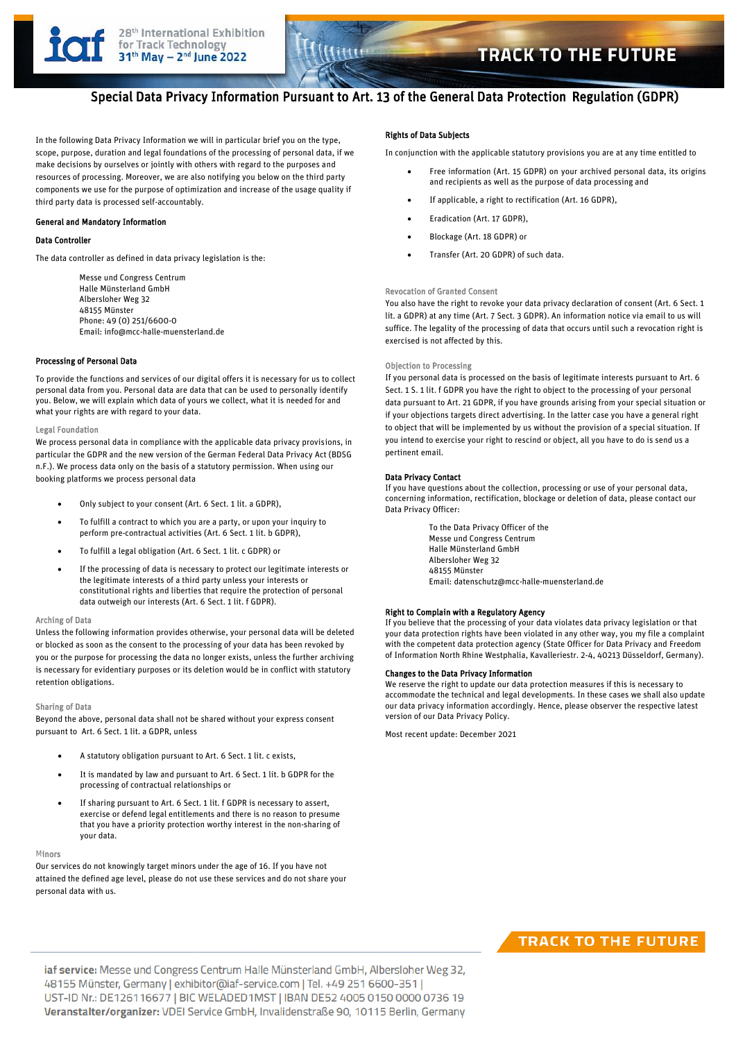# Special Data Privacy Information Pursuant to Art. 13 of the General Data Protection Regulation (GDPR)

In the following Data Privacy Information we will in particular brief you on the type, scope, purpose, duration and legal foundations of the processing of personal data, if we make decisions by ourselves or jointly with others with regard to the purposes and resources of processing. Moreover, we are also notifying you below on the third party components we use for the purpose of optimization and increase of the usage quality if third party data is processed self-accountably.

**General and Mandatory Information**

**Data Controller**

The data controller as defined in data privacy legislation is the:

Messe und Congress Centrum
Halle Münsterland GmbH
Albersloher Weg 32
48155 Münster
Phone: 49 (0) 251/6600-0
Email: info@mcc-halle-muensterland.de

**Processing of Personal Data**

To provide the functions and services of our digital offers it is necessary for us to collect personal data from you. Personal data are data that can be used to personally identify you. Below, we will explain which data of yours we collect, what it is needed for and what your rights are with regard to your data.

Legal Foundation

We process personal data in compliance with the applicable data privacy provisions, in particular the GDPR and the new version of the German Federal Data Privacy Act (BDSG n.F.). We process data only on the basis of a statutory permission. When using our booking platforms we process personal data

- Only subject to your consent (Art. 6 Sect. 1 lit. a GDPR),
- To fulfill a contract to which you are a party, or upon your inquiry to perform pre-contractual activities (Art. 6 Sect. 1 lit. b GDPR),
- To fulfill a legal obligation (Art. 6 Sect. 1 lit. c GDPR) or
- If the processing of data is necessary to protect our legitimate interests or the legitimate interests of a third party unless your interests or constitutional rights and liberties that require the protection of personal data outweigh our interests (Art. 6 Sect. 1 lit. f GDPR).

Arching of Data

Unless the following information provides otherwise, your personal data will be deleted or blocked as soon as the consent to the processing of your data has been revoked by you or the purpose for processing the data no longer exists, unless the further archiving is necessary for evidentiary purposes or its deletion would be in conflict with statutory retention obligations.

Sharing of Data

Beyond the above, personal data shall not be shared without your express consent pursuant to Art. 6 Sect. 1 lit. a GDPR, unless

- A statutory obligation pursuant to Art. 6 Sect. 1 lit. c exists,
- It is mandated by law and pursuant to Art. 6 Sect. 1 lit. b GDPR for the processing of contractual relationships or
- If sharing pursuant to Art. 6 Sect. 1 lit. f GDPR is necessary to assert, exercise or defend legal entitlements and there is no reason to presume that you have a priority protection worthy interest in the non-sharing of your data.

Minors

Our services do not knowingly target minors under the age of 16. If you have not attained the defined age level, please do not use these services and do not share your personal data with us.

**Rights of Data Subjects**

In conjunction with the applicable statutory provisions you are at any time entitled to

- Free information (Art. 15 GDPR) on your archived personal data, its origins and recipients as well as the purpose of data processing and
- If applicable, a right to rectification (Art. 16 GDPR),
- Eradication (Art. 17 GDPR),
- Blockage (Art. 18 GDPR) or
- Transfer (Art. 20 GDPR) of such data.

Revocation of Granted Consent

You also have the right to revoke your data privacy declaration of consent (Art. 6 Sect. 1 lit. a GDPR) at any time (Art. 7 Sect. 3 GDPR). An information notice via email to us will suffice. The legality of the processing of data that occurs until such a revocation right is exercised is not affected by this.

Objection to Processing

If you personal data is processed on the basis of legitimate interests pursuant to Art. 6 Sect. 1 S. 1 lit. f GDPR you have the right to object to the processing of your personal data pursuant to Art. 21 GDPR, if you have grounds arising from your special situation or if your objections targets direct advertising. In the latter case you have a general right to object that will be implemented by us without the provision of a special situation. If you intend to exercise your right to rescind or object, all you have to do is send us a pertinent email.

**Data Privacy Contact**

If you have questions about the collection, processing or use of your personal data, concerning information, rectification, blockage or deletion of data, please contact our Data Privacy Officer:

To the Data Privacy Officer of the
Messe und Congress Centrum
Halle Münsterland GmbH
Albersloher Weg 32
48155 Münster
Email: datenschutz@mcc-halle-muensterland.de

**Right to Complain with a Regulatory Agency**

If you believe that the processing of your data violates data privacy legislation or that your data protection rights have been violated in any other way, you my file a complaint with the competent data protection agency (State Officer for Data Privacy and Freedom of Information North Rhine Westphalia, Kavalleriestr. 2-4, 40213 Düsseldorf, Germany).

**Changes to the Data Privacy Information**

We reserve the right to update our data protection measures if this is necessary to accommodate the technical and legal developments. In these cases we shall also update our data privacy information accordingly. Hence, please observer the respective latest version of our Data Privacy Policy.

Most recent update: December 2021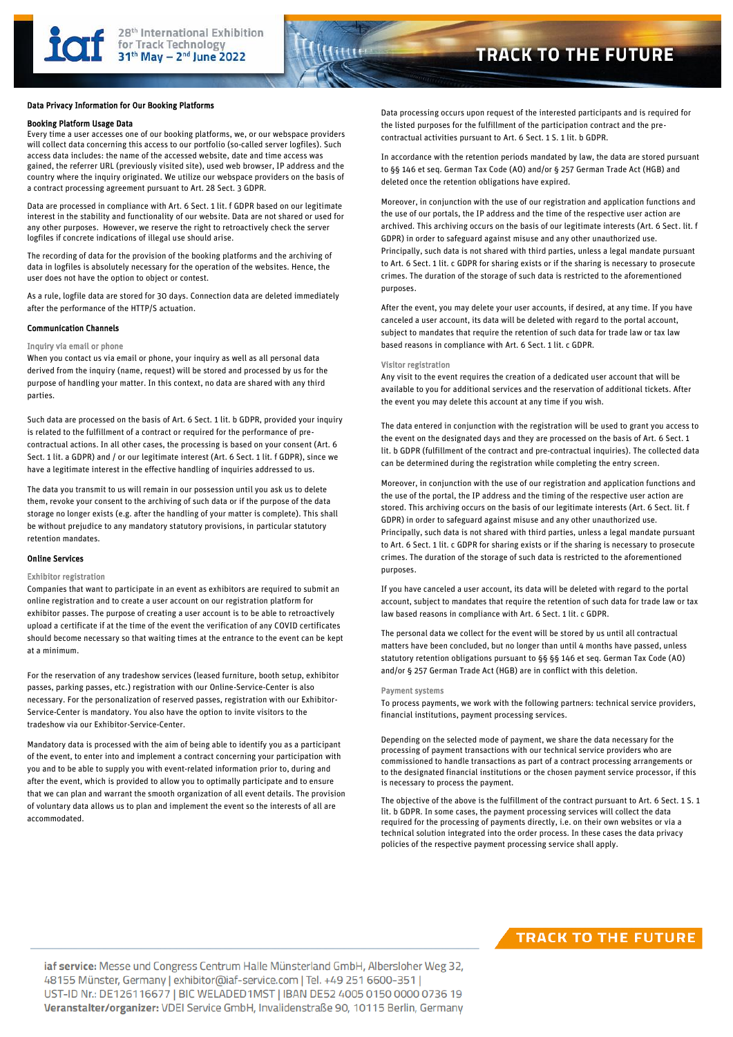## Data Privacy Information for Our Booking Platforms

### Booking Platform Usage Data

Every time a user accesses one of our booking platforms, we, or our webspace providers will collect data concerning this access to our portfolio (so-called server logfiles). Such access data includes: the name of the accessed website, date and time access was gained, the referrer URL (previously visited site), used web browser, IP address and the country where the inquiry originated. We utilize our webspace providers on the basis of a contract processing agreement pursuant to Art. 28 Sect. 3 GDPR.

Data are processed in compliance with Art. 6 Sect. 1 lit. f GDPR based on our legitimate interest in the stability and functionality of our website. Data are not shared or used for any other purposes. However, we reserve the right to retroactively check the server logfiles if concrete indications of illegal use should arise.

The recording of data for the provision of the booking platforms and the archiving of data in logfiles is absolutely necessary for the operation of the websites. Hence, the user does not have the option to object or contest.

As a rule, logfile data are stored for 30 days. Connection data are deleted immediately after the performance of the HTTP/S actuation.

### Communication Channels

#### Inquiry via email or phone

When you contact us via email or phone, your inquiry as well as all personal data derived from the inquiry (name, request) will be stored and processed by us for the purpose of handling your matter. In this context, no data are shared with any third parties.

Such data are processed on the basis of Art. 6 Sect. 1 lit. b GDPR, provided your inquiry is related to the fulfillment of a contract or required for the performance of pre-contractual actions. In all other cases, the processing is based on your consent (Art. 6 Sect. 1 lit. a GDPR) and / or our legitimate interest (Art. 6 Sect. 1 lit. f GDPR), since we have a legitimate interest in the effective handling of inquiries addressed to us.

The data you transmit to us will remain in our possession until you ask us to delete them, revoke your consent to the archiving of such data or if the purpose of the data storage no longer exists (e.g. after the handling of your matter is complete). This shall be without prejudice to any mandatory statutory provisions, in particular statutory retention mandates.

### Online Services

#### Exhibitor registration

Companies that want to participate in an event as exhibitors are required to submit an online registration and to create a user account on our registration platform for exhibitor passes. The purpose of creating a user account is to be able to retroactively upload a certificate if at the time of the event the verification of any COVID certificates should become necessary so that waiting times at the entrance to the event can be kept at a minimum.

For the reservation of any tradeshow services (leased furniture, booth setup, exhibitor passes, parking passes, etc.) registration with our Online-Service-Center is also necessary. For the personalization of reserved passes, registration with our Exhibitor-Service-Center is mandatory. You also have the option to invite visitors to the tradeshow via our Exhibitor-Service-Center.

Mandatory data is processed with the aim of being able to identify you as a participant of the event, to enter into and implement a contract concerning your participation with you and to be able to supply you with event-related information prior to, during and after the event, which is provided to allow you to optimally participate and to ensure that we can plan and warrant the smooth organization of all event details. The provision of voluntary data allows us to plan and implement the event so the interests of all are accommodated.

Data processing occurs upon request of the interested participants and is required for the listed purposes for the fulfillment of the participation contract and the pre-contractual activities pursuant to Art. 6 Sect. 1 S. 1 lit. b GDPR.

In accordance with the retention periods mandated by law, the data are stored pursuant to §§ 146 et seq. German Tax Code (AO) and/or § 257 German Trade Act (HGB) and deleted once the retention obligations have expired.

Moreover, in conjunction with the use of our registration and application functions and the use of our portals, the IP address and the time of the respective user action are archived. This archiving occurs on the basis of our legitimate interests (Art. 6 Sect. lit. f GDPR) in order to safeguard against misuse and any other unauthorized use. Principally, such data is not shared with third parties, unless a legal mandate pursuant to Art. 6 Sect. 1 lit. c GDPR for sharing exists or if the sharing is necessary to prosecute crimes. The duration of the storage of such data is restricted to the aforementioned purposes.

After the event, you may delete your user accounts, if desired, at any time. If you have canceled a user account, its data will be deleted with regard to the portal account, subject to mandates that require the retention of such data for trade law or tax law based reasons in compliance with Art. 6 Sect. 1 lit. c GDPR.

#### Visitor registration

Any visit to the event requires the creation of a dedicated user account that will be available to you for additional services and the reservation of additional tickets. After the event you may delete this account at any time if you wish.

The data entered in conjunction with the registration will be used to grant you access to the event on the designated days and they are processed on the basis of Art. 6 Sect. 1 lit. b GDPR (fulfillment of the contract and pre-contractual inquiries). The collected data can be determined during the registration while completing the entry screen.

Moreover, in conjunction with the use of our registration and application functions and the use of the portal, the IP address and the timing of the respective user action are stored. This archiving occurs on the basis of our legitimate interests (Art. 6 Sect. lit. f GDPR) in order to safeguard against misuse and any other unauthorized use. Principally, such data is not shared with third parties, unless a legal mandate pursuant to Art. 6 Sect. 1 lit. c GDPR for sharing exists or if the sharing is necessary to prosecute crimes. The duration of the storage of such data is restricted to the aforementioned purposes.

If you have canceled a user account, its data will be deleted with regard to the portal account, subject to mandates that require the retention of such data for trade law or tax law based reasons in compliance with Art. 6 Sect. 1 lit. c GDPR.

The personal data we collect for the event will be stored by us until all contractual matters have been concluded, but no longer than until 4 months have passed, unless statutory retention obligations pursuant to §§ 146 et seq. German Tax Code (AO) and/or § 257 German Trade Act (HGB) are in conflict with this deletion.

#### Payment systems

To process payments, we work with the following partners: technical service providers, financial institutions, payment processing services.

Depending on the selected mode of payment, we share the data necessary for the processing of payment transactions with our technical service providers who are commissioned to handle transactions as part of a contract processing arrangements or to the designated financial institutions or the chosen payment service processor, if this is necessary to process the payment.

The objective of the above is the fulfillment of the contract pursuant to Art. 6 Sect. 1 S. 1 lit. b GDPR. In some cases, the payment processing services will collect the data required for the processing of payments directly, i.e. on their own websites or via a technical solution integrated into the order process. In these cases the data privacy policies of the respective payment processing service shall apply.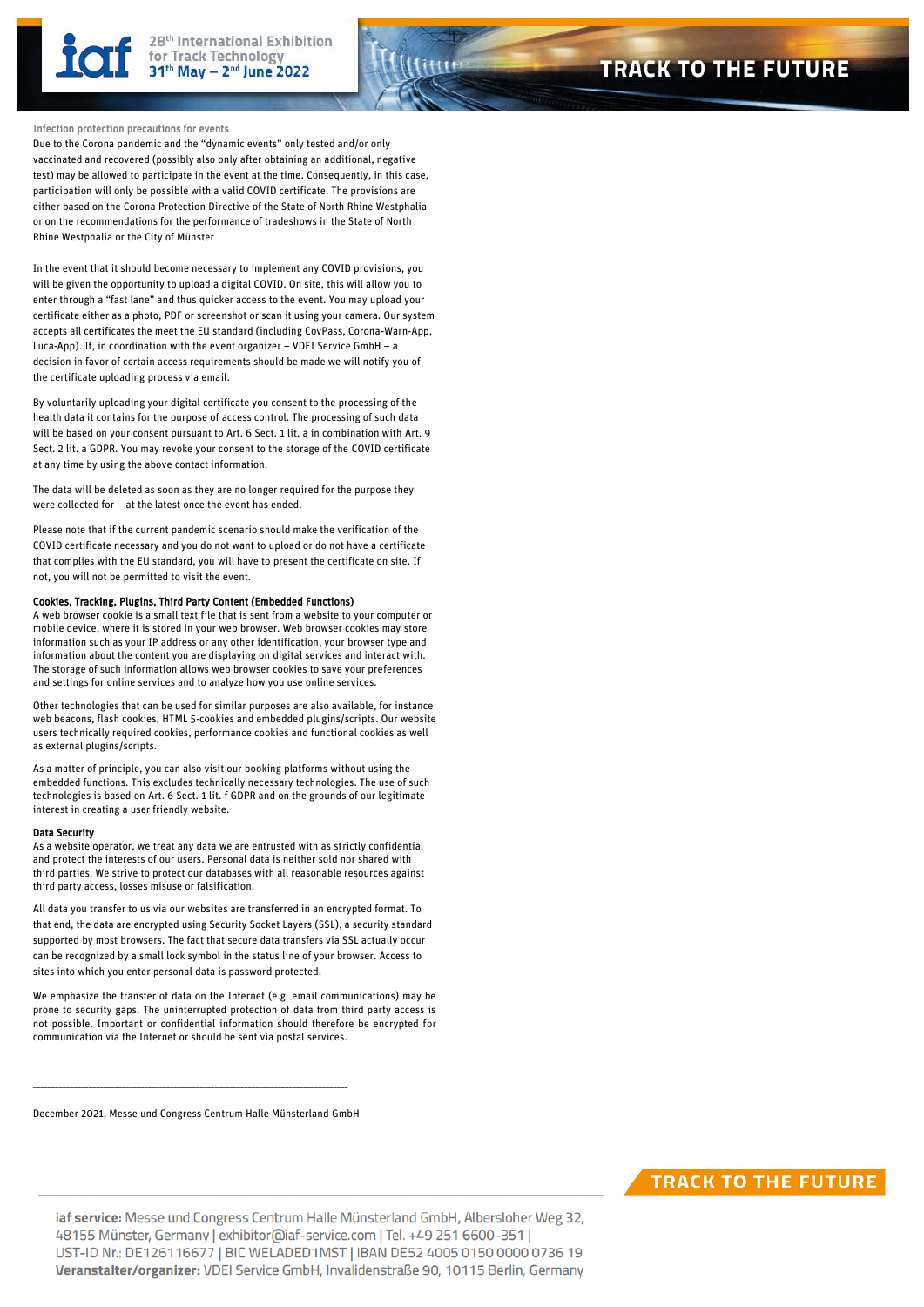### Infection protection precautions for events

Due to the Corona pandemic and the "dynamic events" only tested and/or only vaccinated and recovered (possibly also only after obtaining an additional, negative test) may be allowed to participate in the event at the time. Consequently, in this case, participation will only be possible with a valid COVID certificate. The provisions are either based on the Corona Protection Directive of the State of North Rhine Westphalia or on the recommendations for the performance of tradeshows in the State of North Rhine Westphalia or the City of Münster

In the event that it should become necessary to implement any COVID provisions, you will be given the opportunity to upload a digital COVID. On site, this will allow you to enter through a "fast lane" and thus quicker access to the event. You may upload your certificate either as a photo, PDF or screenshot or scan it using your camera. Our system accepts all certificates the meet the EU standard (including CovPass, Corona-Warn-App, Luca-App). If, in coordination with the event organizer – VDEI Service GmbH – a decision in favor of certain access requirements should be made we will notify you of the certificate uploading process via email.

By voluntarily uploading your digital certificate you consent to the processing of the health data it contains for the purpose of access control. The processing of such data will be based on your consent pursuant to Art. 6 Sect. 1 lit. a in combination with Art. 9 Sect. 2 lit. a GDPR. You may revoke your consent to the storage of the COVID certificate at any time by using the above contact information.

The data will be deleted as soon as they are no longer required for the purpose they were collected for – at the latest once the event has ended.

Please note that if the current pandemic scenario should make the verification of the COVID certificate necessary and you do not want to upload or do not have a certificate that complies with the EU standard, you will have to present the certificate on site. If not, you will not be permitted to visit the event.

### Cookies, Tracking, Plugins, Third Party Content (Embedded Functions)

A web browser cookie is a small text file that is sent from a website to your computer or mobile device, where it is stored in your web browser. Web browser cookies may store information such as your IP address or any other identification, your browser type and information about the content you are displaying on digital services and interact with. The storage of such information allows web browser cookies to save your preferences and settings for online services and to analyze how you use online services.

Other technologies that can be used for similar purposes are also available, for instance web beacons, flash cookies, HTML 5-cookies and embedded plugins/scripts. Our website users technically required cookies, performance cookies and functional cookies as well as external plugins/scripts.

As a matter of principle, you can also visit our booking platforms without using the embedded functions. This excludes technically necessary technologies. The use of such technologies is based on Art. 6 Sect. 1 lit. f GDPR and on the grounds of our legitimate interest in creating a user friendly website.

### Data Security

As a website operator, we treat any data we are entrusted with as strictly confidential and protect the interests of our users. Personal data is neither sold nor shared with third parties. We strive to protect our databases with all reasonable resources against third party access, losses misuse or falsification.

All data you transfer to us via our websites are transferred in an encrypted format. To that end, the data are encrypted using Security Socket Layers (SSL), a security standard supported by most browsers. The fact that secure data transfers via SSL actually occur can be recognized by a small lock symbol in the status line of your browser. Access to sites into which you enter personal data is password protected.

We emphasize the transfer of data on the Internet (e.g. email communications) may be prone to security gaps. The uninterrupted protection of data from third party access is not possible. Important or confidential information should therefore be encrypted for communication via the Internet or should be sent via postal services.

---

December 2021, Messe und Congress Centrum Halle Münsterland GmbH